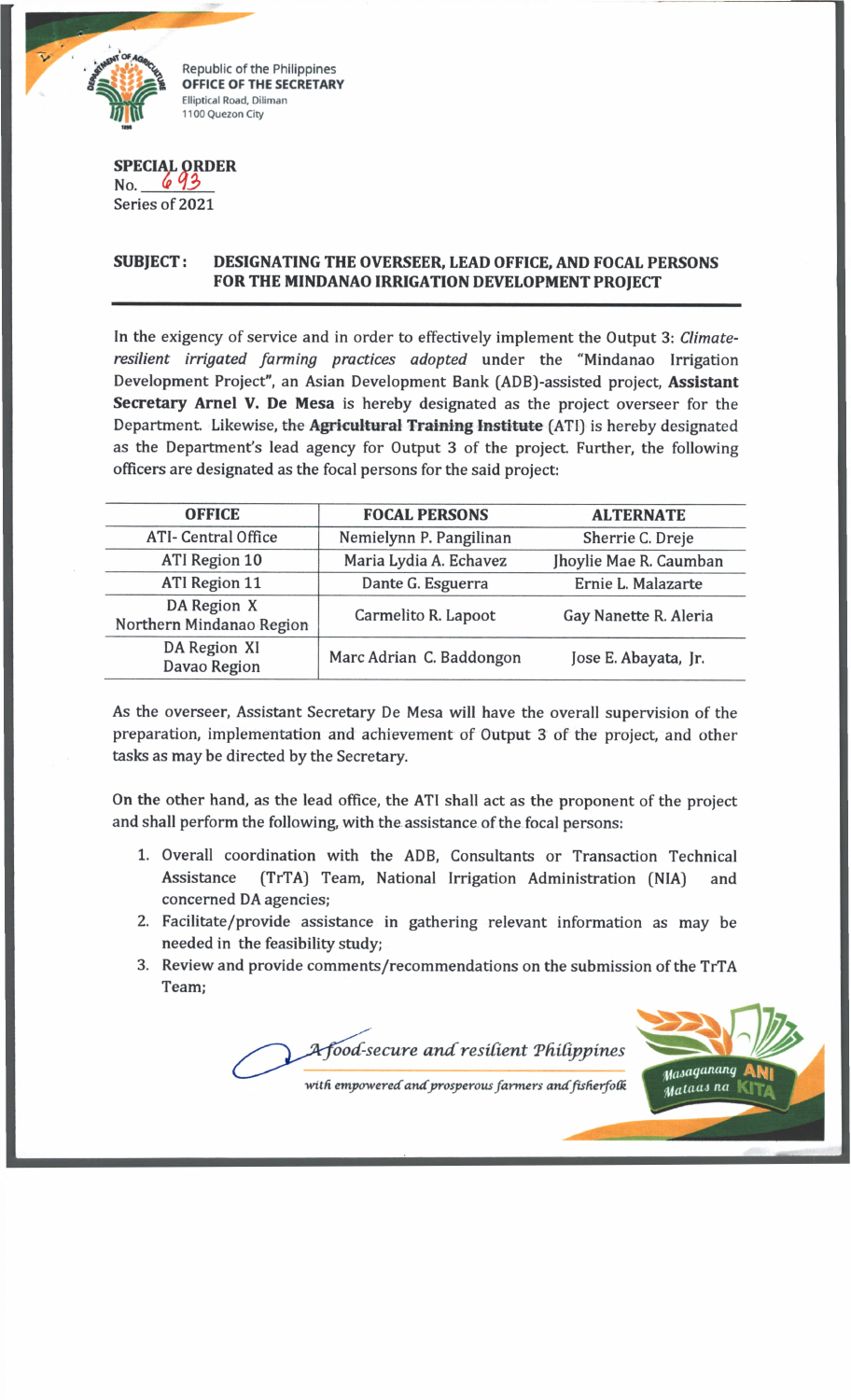Republic of the Philippines
**OFFICE OF THE SECRETARY**
Elliptical Road, Diliman
1100 Quezon City

**SPECIAL ORDER**
No. 693
Series of 2021

**SUBJECT: DESIGNATING THE OVERSEER, LEAD OFFICE, AND FOCAL PERSONS FOR THE MINDANAO IRRIGATION DEVELOPMENT PROJECT**

In the exigency of service and in order to effectively implement the Output 3: *Climate-resilient irrigated farming practices adopted* under the "Mindanao Irrigation Development Project", an Asian Development Bank (ADB)-assisted project, **Assistant Secretary Arnel V. De Mesa** is hereby designated as the project overseer for the Department. Likewise, the **Agricultural Training Institute** (ATI) is hereby designated as the Department's lead agency for Output 3 of the project. Further, the following officers are designated as the focal persons for the said project:

| OFFICE | FOCAL PERSONS | ALTERNATE |
|---|---|---|
| ATI- Central Office | Nemielynn P. Pangilinan | Sherrie C. Dreje |
| ATI Region 10 | Maria Lydia A. Echavez | Jhoylie Mae R. Caumban |
| ATI Region 11 | Dante G. Esguerra | Ernie L. Malazarte |
| DA Region X Northern Mindanao Region | Carmelito R. Lapoot | Gay Nanette R. Aleria |
| DA Region XI Davao Region | Marc Adrian C. Baddongon | Jose E. Abayata, Jr. |

As the overseer, Assistant Secretary De Mesa will have the overall supervision of the preparation, implementation and achievement of Output 3 of the project, and other tasks as may be directed by the Secretary.

On the other hand, as the lead office, the ATI shall act as the proponent of the project and shall perform the following, with the assistance of the focal persons:

1. Overall coordination with the ADB, Consultants or Transaction Technical Assistance (TrTA) Team, National Irrigation Administration (NIA) and concerned DA agencies;
2. Facilitate/provide assistance in gathering relevant information as may be needed in the feasibility study;
3. Review and provide comments/recommendations on the submission of the TrTA Team;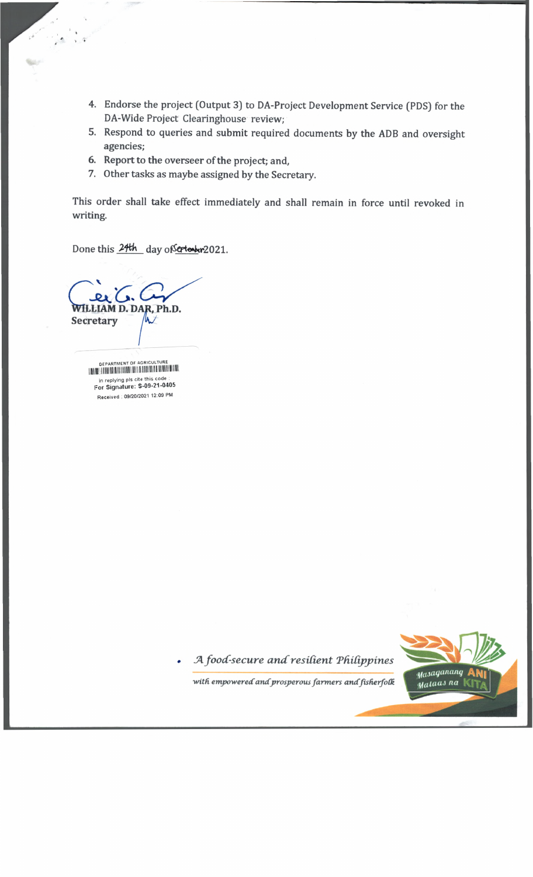4. Endorse the project (Output 3) to DA-Project Development Service (PDS) for the DA-Wide Project Clearinghouse review;
5. Respond to queries and submit required documents by the ADB and oversight agencies;
6. Report to the overseer of the project; and,
7. Other tasks as maybe assigned by the Secretary.

This order shall take effect immediately and shall remain in force until revoked in writing.

Done this 24th day of September 2021.

**WILLIAM D. DAR, Ph.D.**
**Secretary**

DEPARTMENT OF AGRICULTURE
in replying pls cite this code :
For Signature: S-09-21-0405
Received : 09/20/2021 12:09 PM

*A food-secure and resilient Philippines*
*with empowered and prosperous farmers and fisherfolk*

Masaganang ANI Mataas na KITA